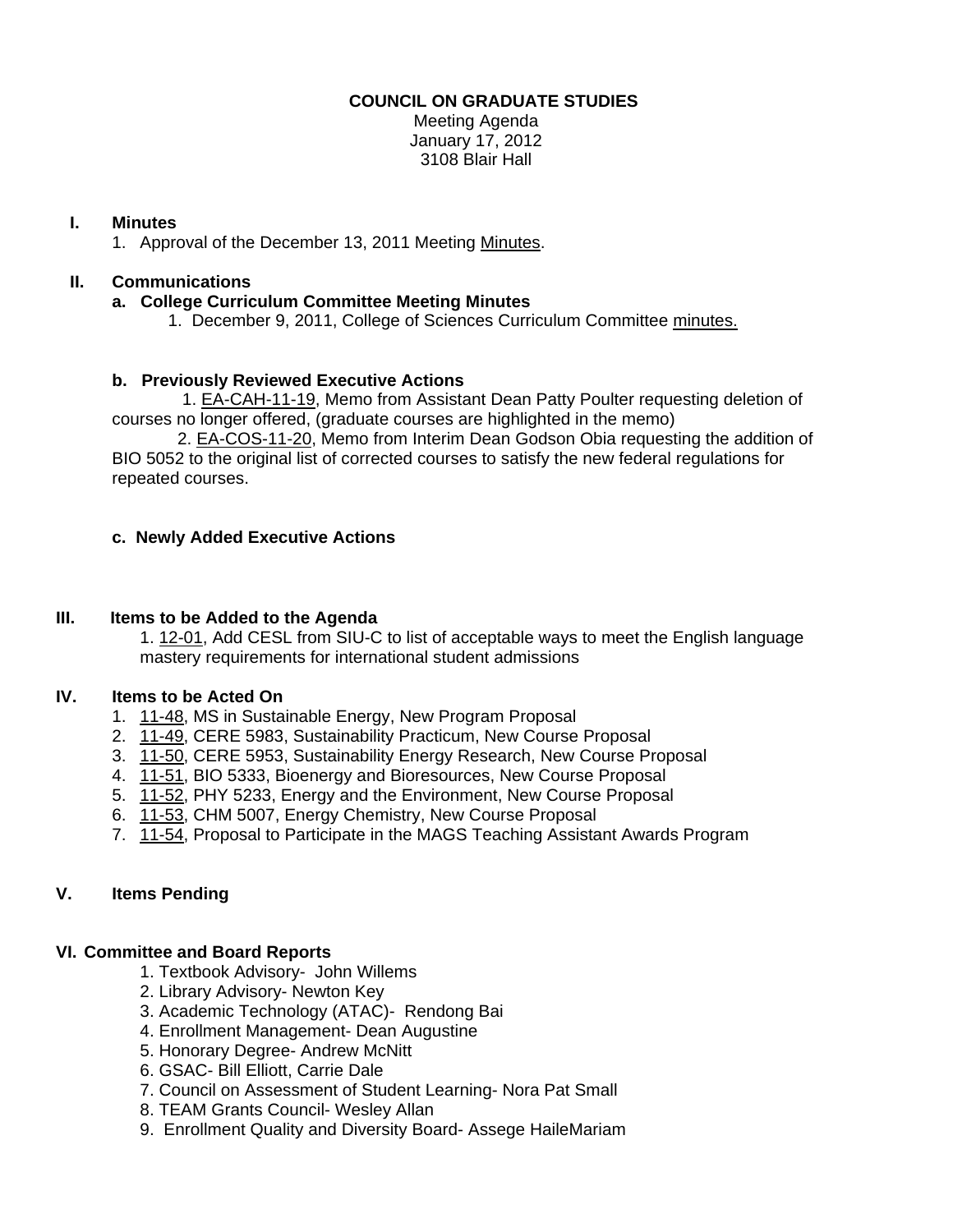# COUNCIL ON GRADUATE STUDIES

Meeting Agenda
January 17, 2012
3108 Blair Hall

## I. Minutes

1. Approval of the December 13, 2011 Meeting Minutes.

## II. Communications

### a. College Curriculum Committee Meeting Minutes

1. December 9, 2011, College of Sciences Curriculum Committee minutes.

### b. Previously Reviewed Executive Actions

1. EA-CAH-11-19, Memo from Assistant Dean Patty Poulter requesting deletion of courses no longer offered, (graduate courses are highlighted in the memo)
2. EA-COS-11-20, Memo from Interim Dean Godson Obia requesting the addition of BIO 5052 to the original list of corrected courses to satisfy the new federal regulations for repeated courses.

### c. Newly Added Executive Actions

## III. Items to be Added to the Agenda

1. 12-01, Add CESL from SIU-C to list of acceptable ways to meet the English language mastery requirements for international student admissions

## IV. Items to be Acted On

1. 11-48, MS in Sustainable Energy, New Program Proposal
2. 11-49, CERE 5983, Sustainability Practicum, New Course Proposal
3. 11-50, CERE 5953, Sustainability Energy Research, New Course Proposal
4. 11-51, BIO 5333, Bioenergy and Bioresources, New Course Proposal
5. 11-52, PHY 5233, Energy and the Environment, New Course Proposal
6. 11-53, CHM 5007, Energy Chemistry, New Course Proposal
7. 11-54, Proposal to Participate in the MAGS Teaching Assistant Awards Program

## V. Items Pending

## VI. Committee and Board Reports

1. Textbook Advisory- John Willems
2. Library Advisory- Newton Key
3. Academic Technology (ATAC)- Rendong Bai
4. Enrollment Management- Dean Augustine
5. Honorary Degree- Andrew McNitt
6. GSAC- Bill Elliott, Carrie Dale
7. Council on Assessment of Student Learning- Nora Pat Small
8. TEAM Grants Council- Wesley Allan
9. Enrollment Quality and Diversity Board- Assege HaileMariam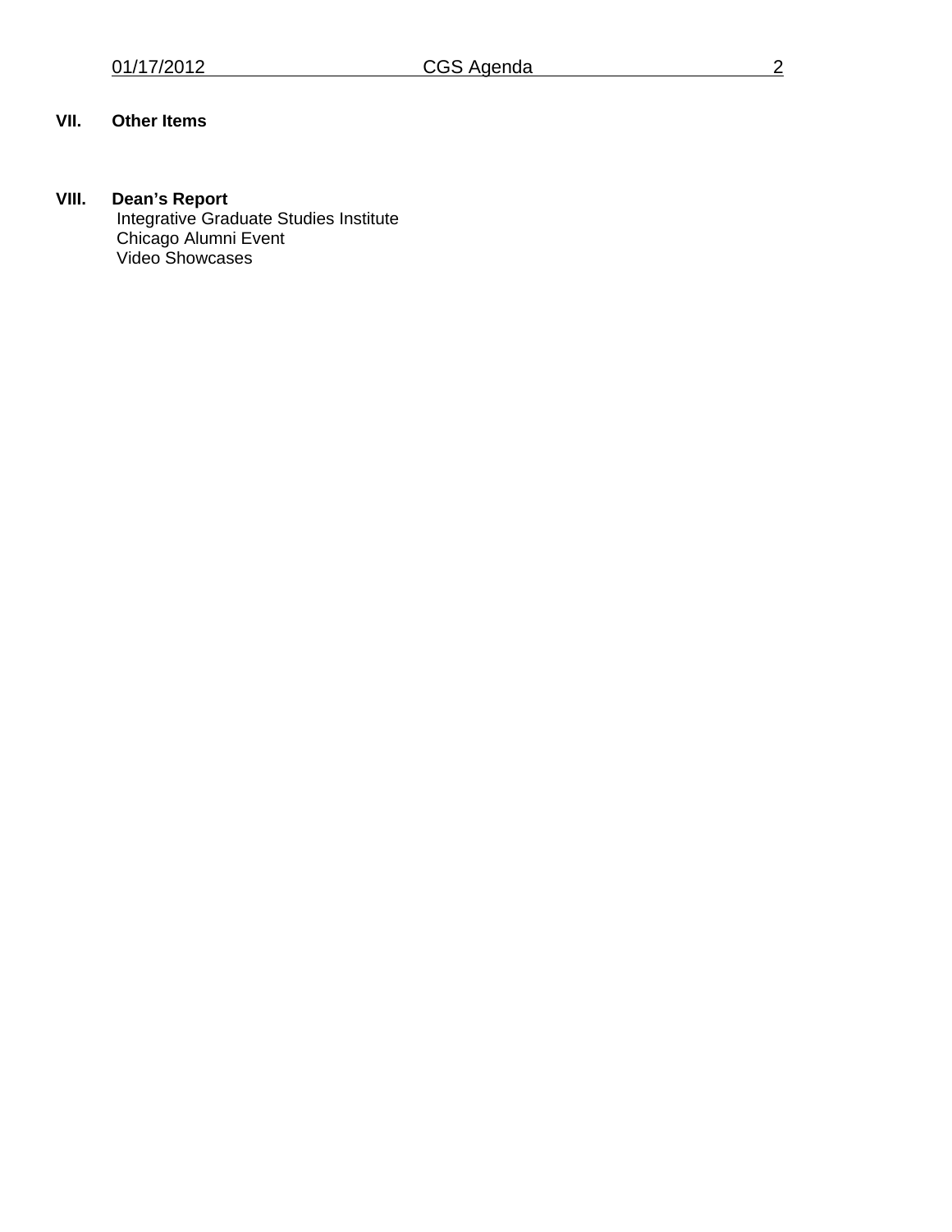**VII. Other Items**

**VIII. Dean's Report**

Integrative Graduate Studies Institute
Chicago Alumni Event
Video Showcases